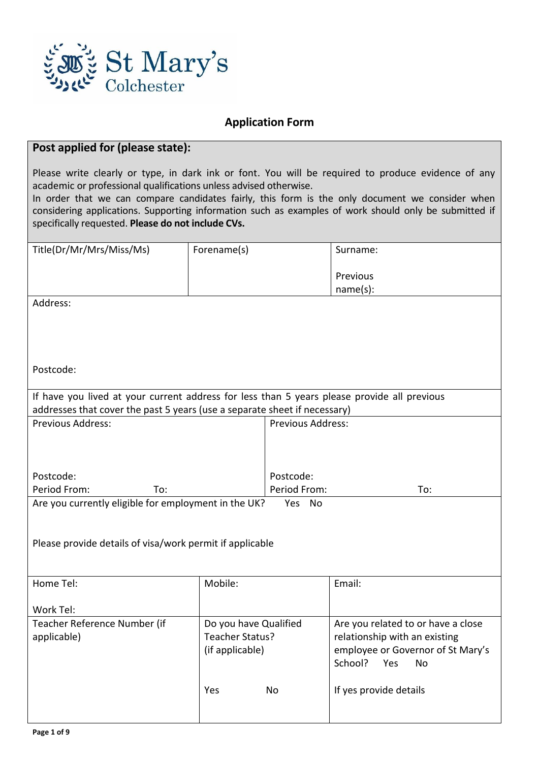St Mary's Colchester

## Application Form

**Post applied for (please state):**

Please write clearly or type, in dark ink or font. You will be required to produce evidence of any academic or professional qualifications unless advised otherwise.
In order that we can compare candidates fairly, this form is the only document we consider when considering applications. Supporting information such as examples of work should only be submitted if specifically requested. **Please do not include CVs.**

| Title(Dr/Mr/Mrs/Miss/Ms) | Forename(s) | Surname:<br><br>Previous name(s): |
|---|---|---|

Address:

Postcode:

If have you lived at your current address for less than 5 years please provide all previous addresses that cover the past 5 years (use a separate sheet if necessary)

| Previous Address: | Previous Address: |
|---|---|
| Postcode: | Postcode: |
| Period From: To: | Period From: To: |

Are you currently eligible for employment in the UK? Yes No

Please provide details of visa/work permit if applicable

| Home Tel:<br><br>Work Tel: | Mobile: | Email: |
|---|---|---|
| Teacher Reference Number (if applicable) | Do you have Qualified Teacher Status? (if applicable)<br><br>Yes No | Are you related to or have a close relationship with an existing employee or Governor of St Mary's School? Yes No<br><br>If yes provide details |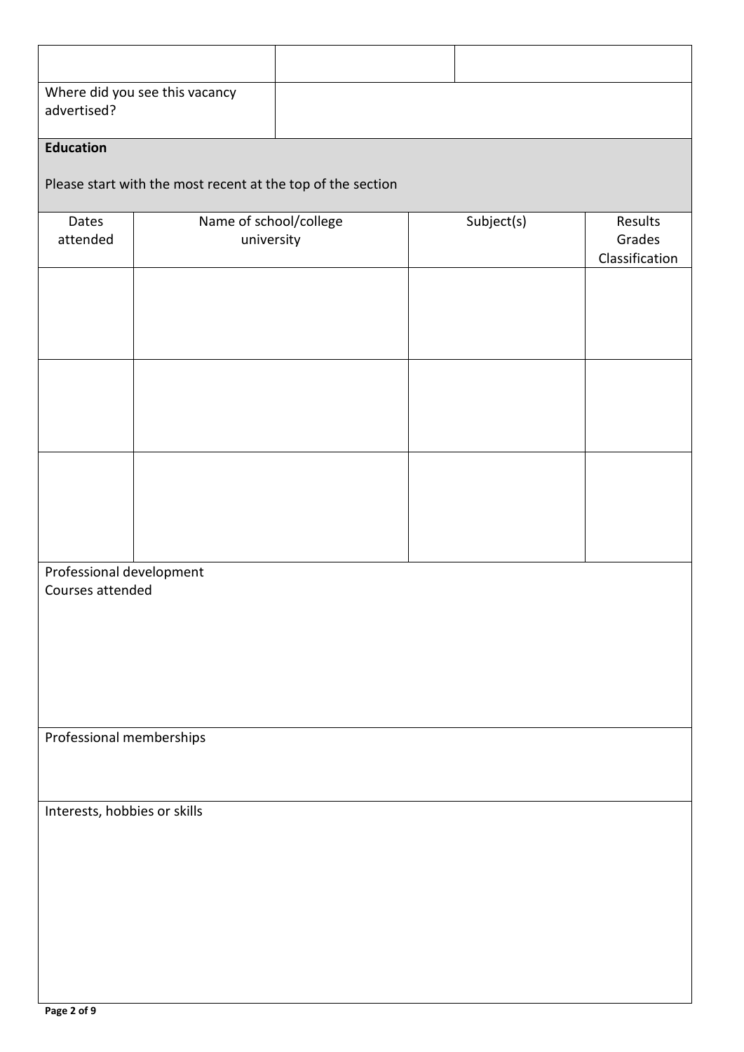| | | |
|---|---|---|
| | | |
| Where did you see this vacancy advertised? | | |

**Education**

Please start with the most recent at the top of the section

| Dates attended | Name of school/college university | Subject(s) | Results Grades Classification |
|---|---|---|---|
| | | | |
| | | | |
| | | | |

Professional development
Courses attended

Professional memberships

Interests, hobbies or skills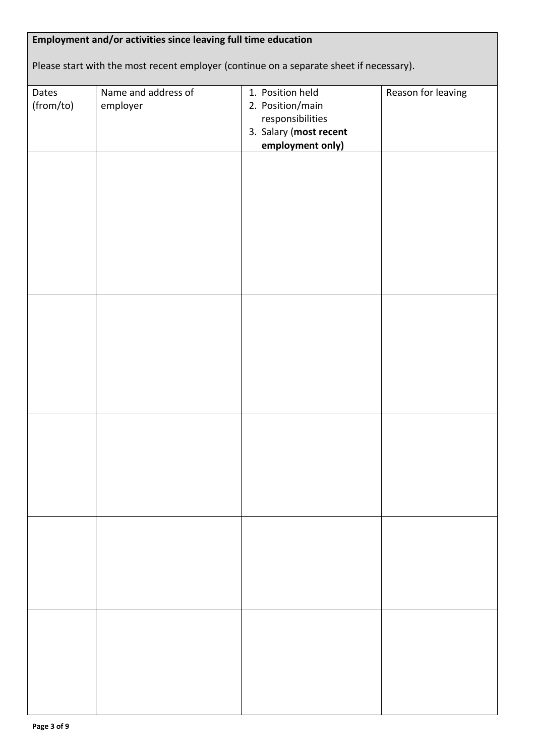**Employment and/or activities since leaving full time education**

Please start with the most recent employer (continue on a separate sheet if necessary).

| Dates (from/to) | Name and address of employer | 1. Position held<br>2. Position/main responsibilities<br>3. Salary (**most recent employment only)** | Reason for leaving |
|---|---|---|---|
| | | | |
| | | | |
| | | | |
| | | | |
| | | | |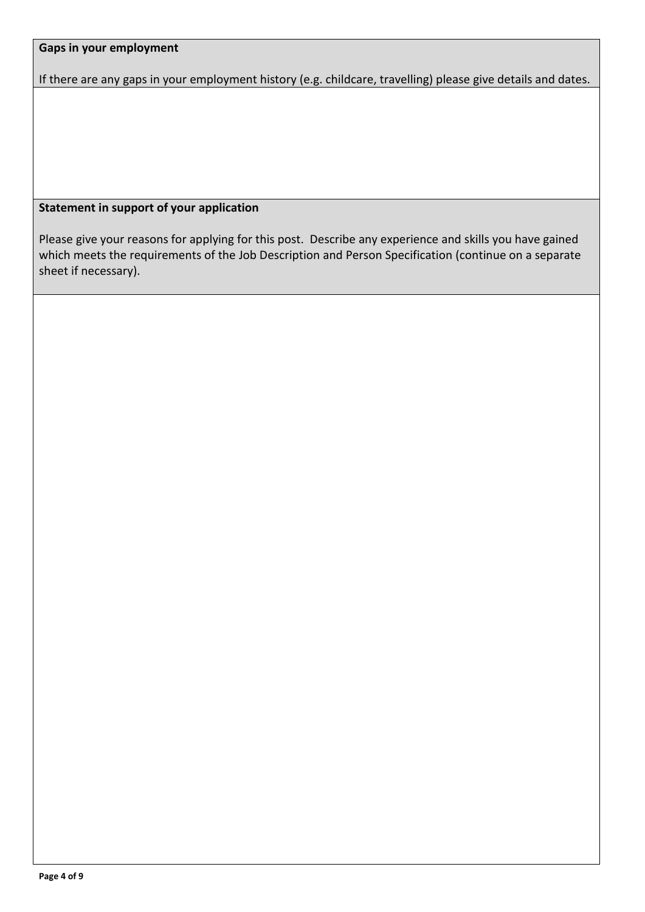**Gaps in your employment**

If there are any gaps in your employment history (e.g. childcare, travelling) please give details and dates.

**Statement in support of your application**

Please give your reasons for applying for this post. Describe any experience and skills you have gained which meets the requirements of the Job Description and Person Specification (continue on a separate sheet if necessary).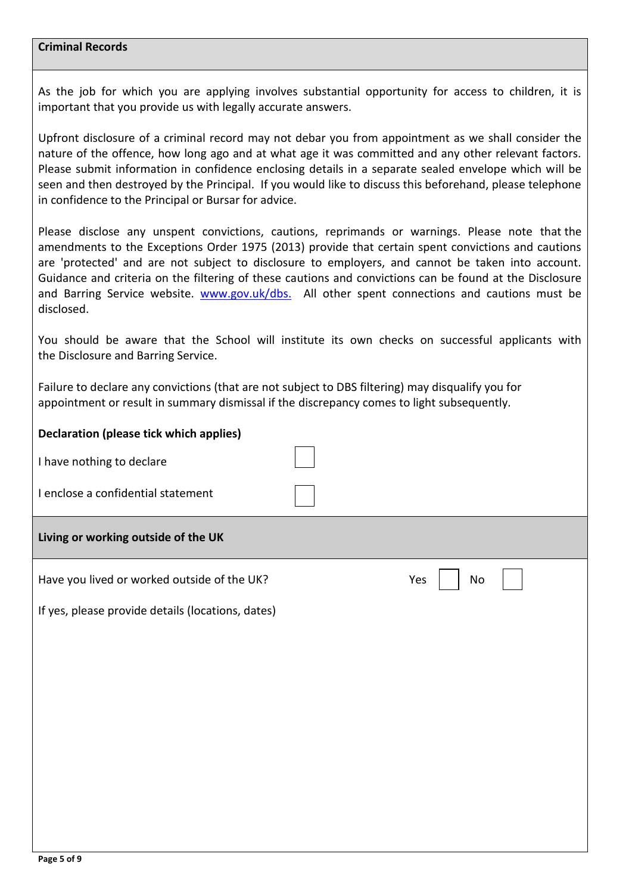## Criminal Records

As the job for which you are applying involves substantial opportunity for access to children, it is important that you provide us with legally accurate answers.

Upfront disclosure of a criminal record may not debar you from appointment as we shall consider the nature of the offence, how long ago and at what age it was committed and any other relevant factors. Please submit information in confidence enclosing details in a separate sealed envelope which will be seen and then destroyed by the Principal. If you would like to discuss this beforehand, please telephone in confidence to the Principal or Bursar for advice.

Please disclose any unspent convictions, cautions, reprimands or warnings. Please note that the amendments to the Exceptions Order 1975 (2013) provide that certain spent convictions and cautions are 'protected' and are not subject to disclosure to employers, and cannot be taken into account. Guidance and criteria on the filtering of these cautions and convictions can be found at the Disclosure and Barring Service website. [www.gov.uk/dbs.](http://www.gov.uk/dbs) All other spent connections and cautions must be disclosed.

You should be aware that the School will institute its own checks on successful applicants with the Disclosure and Barring Service.

Failure to declare any convictions (that are not subject to DBS filtering) may disqualify you for appointment or result in summary dismissal if the discrepancy comes to light subsequently.

**Declaration (please tick which applies)**

I have nothing to declare ☐

I enclose a confidential statement ☐

## Living or working outside of the UK

Have you lived or worked outside of the UK? Yes ☐ No ☐

If yes, please provide details (locations, dates)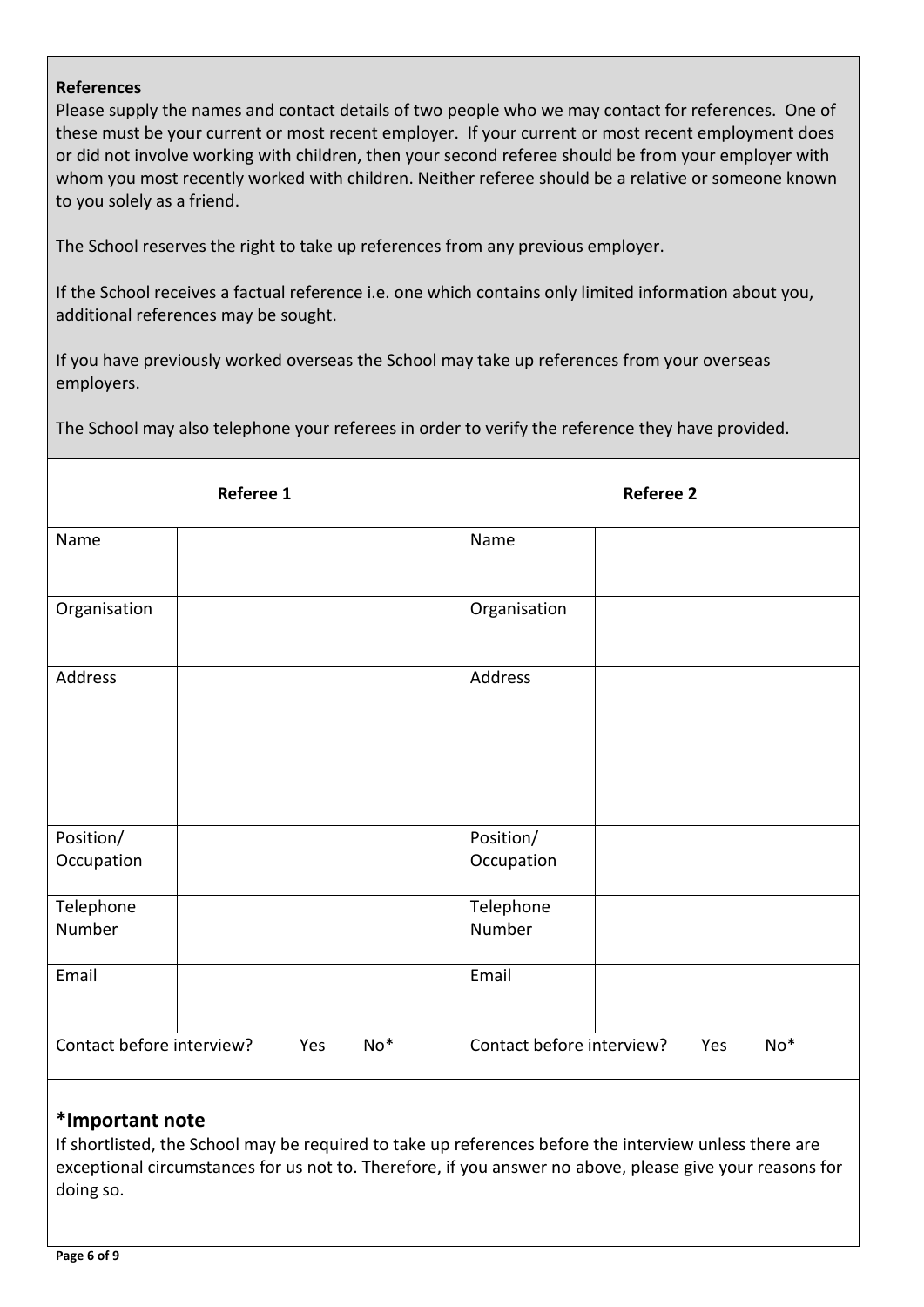**References**

Please supply the names and contact details of two people who we may contact for references. One of these must be your current or most recent employer. If your current or most recent employment does or did not involve working with children, then your second referee should be from your employer with whom you most recently worked with children. Neither referee should be a relative or someone known to you solely as a friend.

The School reserves the right to take up references from any previous employer.

If the School receives a factual reference i.e. one which contains only limited information about you, additional references may be sought.

If you have previously worked overseas the School may take up references from your overseas employers.

The School may also telephone your referees in order to verify the reference they have provided.

| **Referee 1** | | **Referee 2** | |
|---|---|---|---|
| Name | | Name | |
| Organisation | | Organisation | |
| Address | | Address | |
| Position/ Occupation | | Position/ Occupation | |
| Telephone Number | | Telephone Number | |
| Email | | Email | |
| Contact before interview? Yes No* | | Contact before interview? Yes No* | |

## *Important note

If shortlisted, the School may be required to take up references before the interview unless there are exceptional circumstances for us not to. Therefore, if you answer no above, please give your reasons for doing so.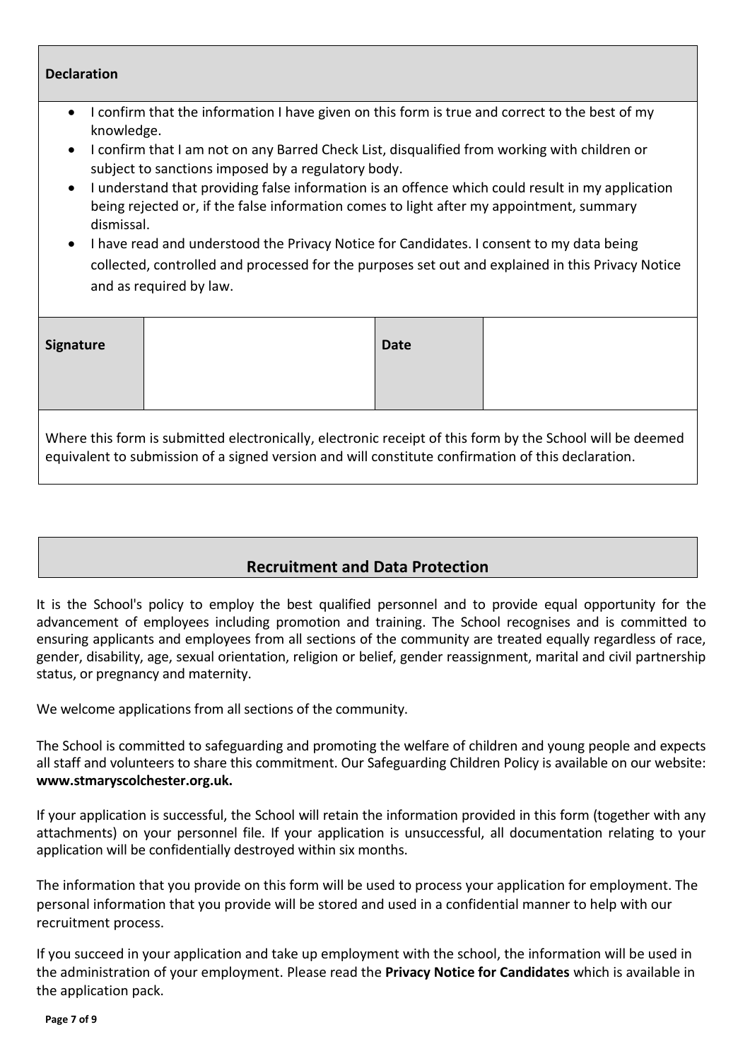## Declaration

- I confirm that the information I have given on this form is true and correct to the best of my knowledge.
- I confirm that I am not on any Barred Check List, disqualified from working with children or subject to sanctions imposed by a regulatory body.
- I understand that providing false information is an offence which could result in my application being rejected or, if the false information comes to light after my appointment, summary dismissal.
- I have read and understood the Privacy Notice for Candidates. I consent to my data being collected, controlled and processed for the purposes set out and explained in this Privacy Notice and as required by law.

| **Signature** | | **Date** | |
|---|---|---|---|

Where this form is submitted electronically, electronic receipt of this form by the School will be deemed equivalent to submission of a signed version and will constitute confirmation of this declaration.

## Recruitment and Data Protection

It is the School's policy to employ the best qualified personnel and to provide equal opportunity for the advancement of employees including promotion and training. The School recognises and is committed to ensuring applicants and employees from all sections of the community are treated equally regardless of race, gender, disability, age, sexual orientation, religion or belief, gender reassignment, marital and civil partnership status, or pregnancy and maternity.

We welcome applications from all sections of the community.

The School is committed to safeguarding and promoting the welfare of children and young people and expects all staff and volunteers to share this commitment. Our Safeguarding Children Policy is available on our website: **www.stmaryscolchester.org.uk.**

If your application is successful, the School will retain the information provided in this form (together with any attachments) on your personnel file. If your application is unsuccessful, all documentation relating to your application will be confidentially destroyed within six months.

The information that you provide on this form will be used to process your application for employment. The personal information that you provide will be stored and used in a confidential manner to help with our recruitment process.

If you succeed in your application and take up employment with the school, the information will be used in the administration of your employment. Please read the **Privacy Notice for Candidates** which is available in the application pack.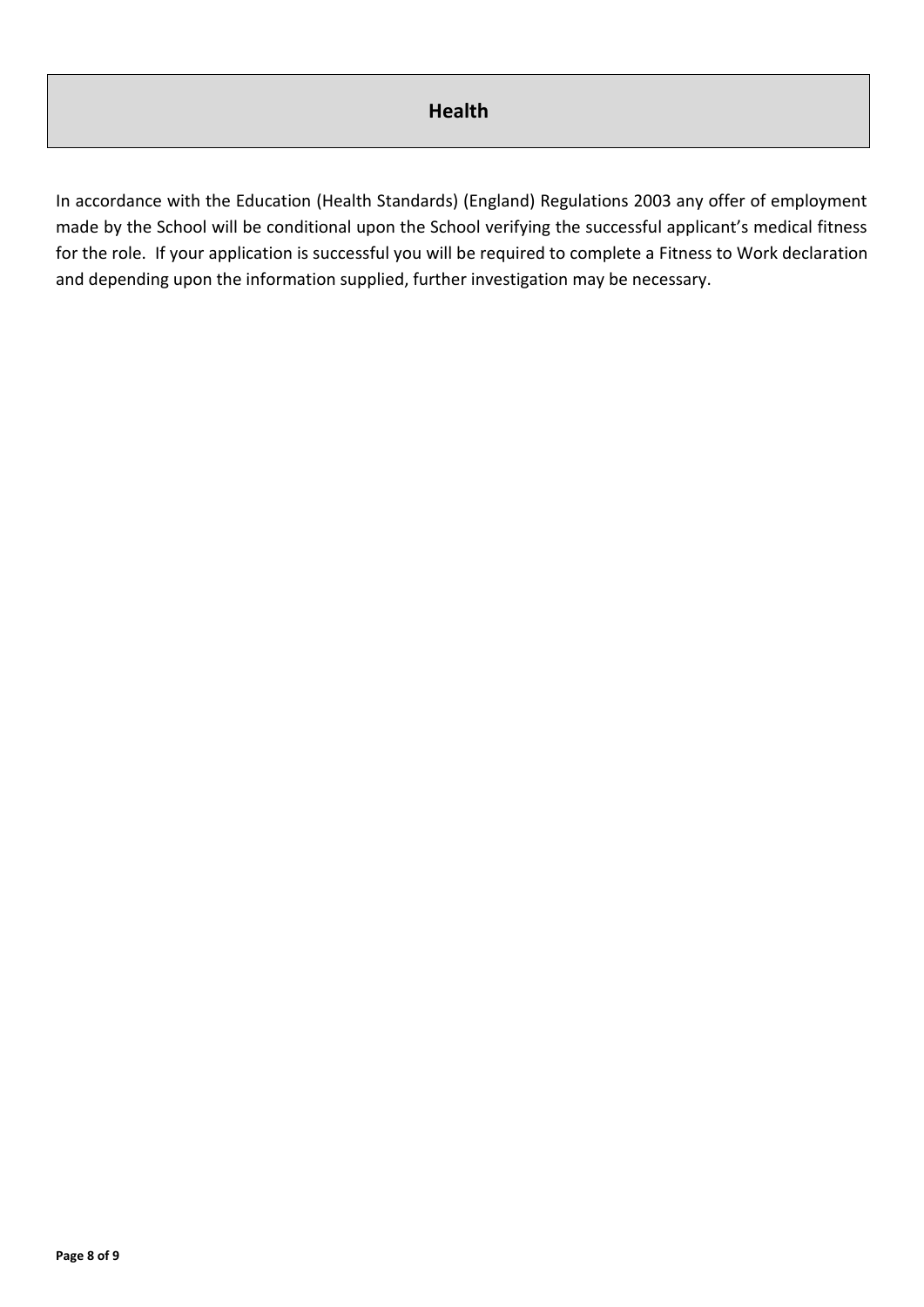## Health

In accordance with the Education (Health Standards) (England) Regulations 2003 any offer of employment made by the School will be conditional upon the School verifying the successful applicant's medical fitness for the role. If your application is successful you will be required to complete a Fitness to Work declaration and depending upon the information supplied, further investigation may be necessary.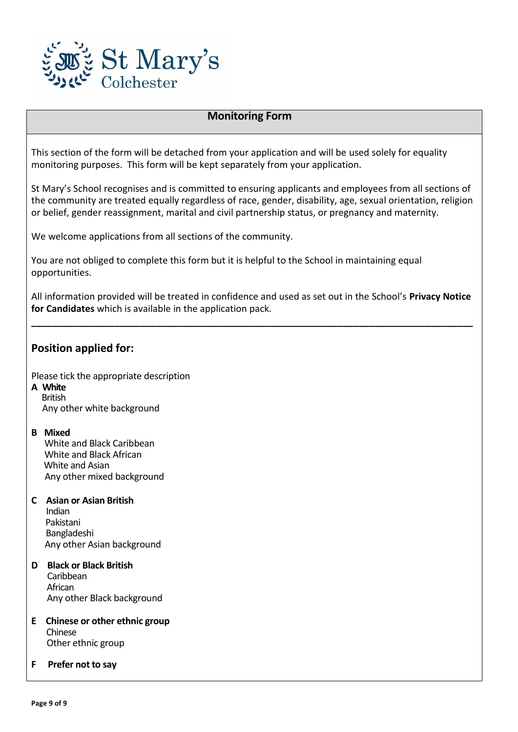St Mary's
Colchester

## Monitoring Form

This section of the form will be detached from your application and will be used solely for equality monitoring purposes. This form will be kept separately from your application.

St Mary's School recognises and is committed to ensuring applicants and employees from all sections of the community are treated equally regardless of race, gender, disability, age, sexual orientation, religion or belief, gender reassignment, marital and civil partnership status, or pregnancy and maternity.

We welcome applications from all sections of the community.

You are not obliged to complete this form but it is helpful to the School in maintaining equal opportunities.

All information provided will be treated in confidence and used as set out in the School's **Privacy Notice for Candidates** which is available in the application pack.

---

### Position applied for:

Please tick the appropriate description

**A White**
- British
- Any other white background

**B Mixed**
- White and Black Caribbean
- White and Black African
- White and Asian
- Any other mixed background

**C Asian or Asian British**
- Indian
- Pakistani
- Bangladeshi
- Any other Asian background

**D Black or Black British**
- Caribbean
- African
- Any other Black background

**E Chinese or other ethnic group**
- Chinese
- Other ethnic group

**F Prefer not to say**